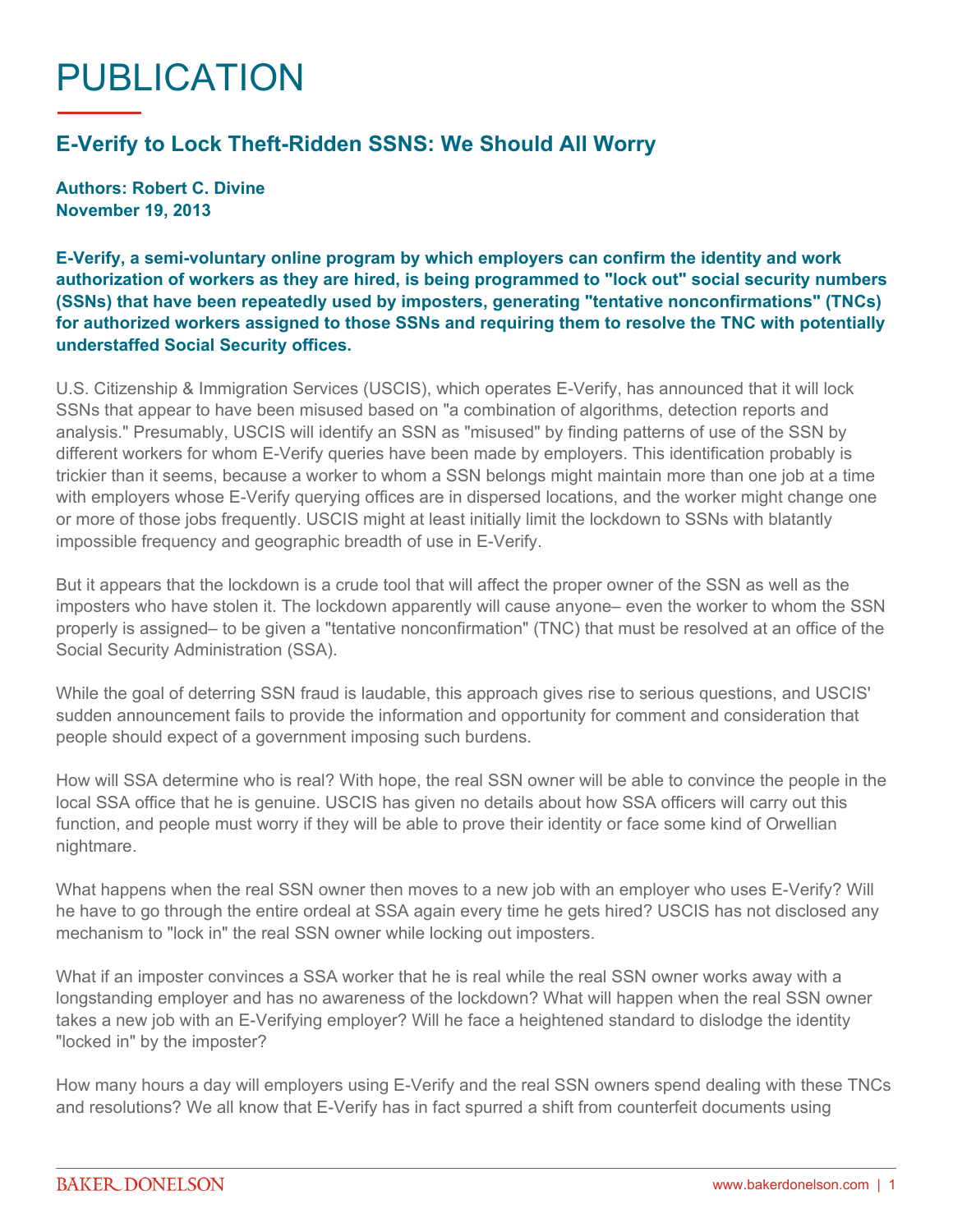# PUBLICATION

## E-Verify to Lock Theft-Ridden SSNS: We Should All Worry

**Authors: Robert C. Divine**
**November 19, 2013**

**E-Verify, a semi-voluntary online program by which employers can confirm the identity and work authorization of workers as they are hired, is being programmed to "lock out" social security numbers (SSNs) that have been repeatedly used by imposters, generating "tentative nonconfirmations" (TNCs) for authorized workers assigned to those SSNs and requiring them to resolve the TNC with potentially understaffed Social Security offices.**

U.S. Citizenship & Immigration Services (USCIS), which operates E-Verify, has announced that it will lock SSNs that appear to have been misused based on "a combination of algorithms, detection reports and analysis." Presumably, USCIS will identify an SSN as "misused" by finding patterns of use of the SSN by different workers for whom E-Verify queries have been made by employers. This identification probably is trickier than it seems, because a worker to whom a SSN belongs might maintain more than one job at a time with employers whose E-Verify querying offices are in dispersed locations, and the worker might change one or more of those jobs frequently. USCIS might at least initially limit the lockdown to SSNs with blatantly impossible frequency and geographic breadth of use in E-Verify.

But it appears that the lockdown is a crude tool that will affect the proper owner of the SSN as well as the imposters who have stolen it. The lockdown apparently will cause anyone– even the worker to whom the SSN properly is assigned– to be given a "tentative nonconfirmation" (TNC) that must be resolved at an office of the Social Security Administration (SSA).

While the goal of deterring SSN fraud is laudable, this approach gives rise to serious questions, and USCIS' sudden announcement fails to provide the information and opportunity for comment and consideration that people should expect of a government imposing such burdens.

How will SSA determine who is real? With hope, the real SSN owner will be able to convince the people in the local SSA office that he is genuine. USCIS has given no details about how SSA officers will carry out this function, and people must worry if they will be able to prove their identity or face some kind of Orwellian nightmare.

What happens when the real SSN owner then moves to a new job with an employer who uses E-Verify? Will he have to go through the entire ordeal at SSA again every time he gets hired? USCIS has not disclosed any mechanism to "lock in" the real SSN owner while locking out imposters.

What if an imposter convinces a SSA worker that he is real while the real SSN owner works away with a longstanding employer and has no awareness of the lockdown? What will happen when the real SSN owner takes a new job with an E-Verifying employer? Will he face a heightened standard to dislodge the identity "locked in" by the imposter?

How many hours a day will employers using E-Verify and the real SSN owners spend dealing with these TNCs and resolutions? We all know that E-Verify has in fact spurred a shift from counterfeit documents using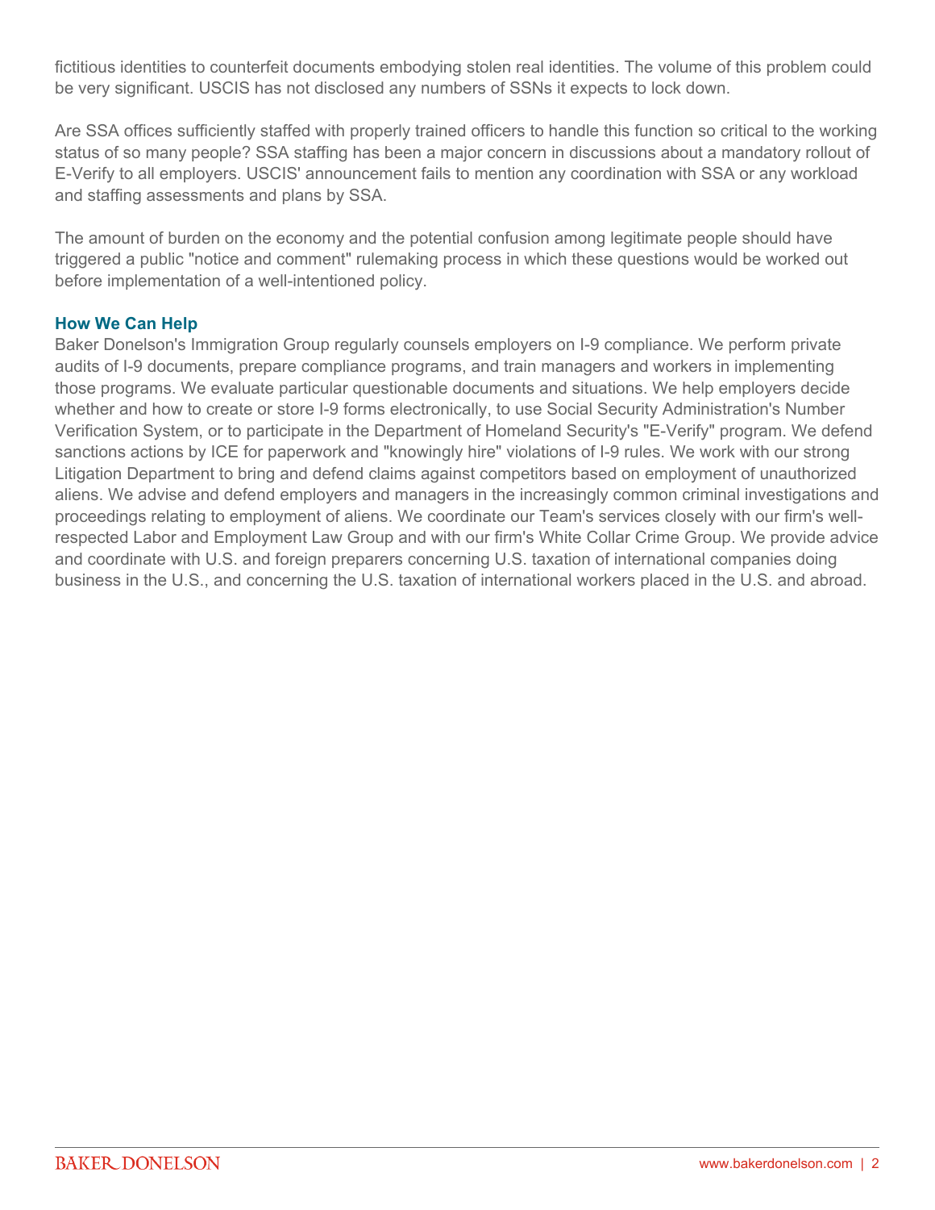fictitious identities to counterfeit documents embodying stolen real identities. The volume of this problem could be very significant. USCIS has not disclosed any numbers of SSNs it expects to lock down.

Are SSA offices sufficiently staffed with properly trained officers to handle this function so critical to the working status of so many people? SSA staffing has been a major concern in discussions about a mandatory rollout of E-Verify to all employers. USCIS' announcement fails to mention any coordination with SSA or any workload and staffing assessments and plans by SSA.

The amount of burden on the economy and the potential confusion among legitimate people should have triggered a public "notice and comment" rulemaking process in which these questions would be worked out before implementation of a well-intentioned policy.

### How We Can Help

Baker Donelson's Immigration Group regularly counsels employers on I-9 compliance. We perform private audits of I-9 documents, prepare compliance programs, and train managers and workers in implementing those programs. We evaluate particular questionable documents and situations. We help employers decide whether and how to create or store I-9 forms electronically, to use Social Security Administration's Number Verification System, or to participate in the Department of Homeland Security's "E-Verify" program. We defend sanctions actions by ICE for paperwork and "knowingly hire" violations of I-9 rules. We work with our strong Litigation Department to bring and defend claims against competitors based on employment of unauthorized aliens. We advise and defend employers and managers in the increasingly common criminal investigations and proceedings relating to employment of aliens. We coordinate our Team's services closely with our firm's well-respected Labor and Employment Law Group and with our firm's White Collar Crime Group. We provide advice and coordinate with U.S. and foreign preparers concerning U.S. taxation of international companies doing business in the U.S., and concerning the U.S. taxation of international workers placed in the U.S. and abroad.